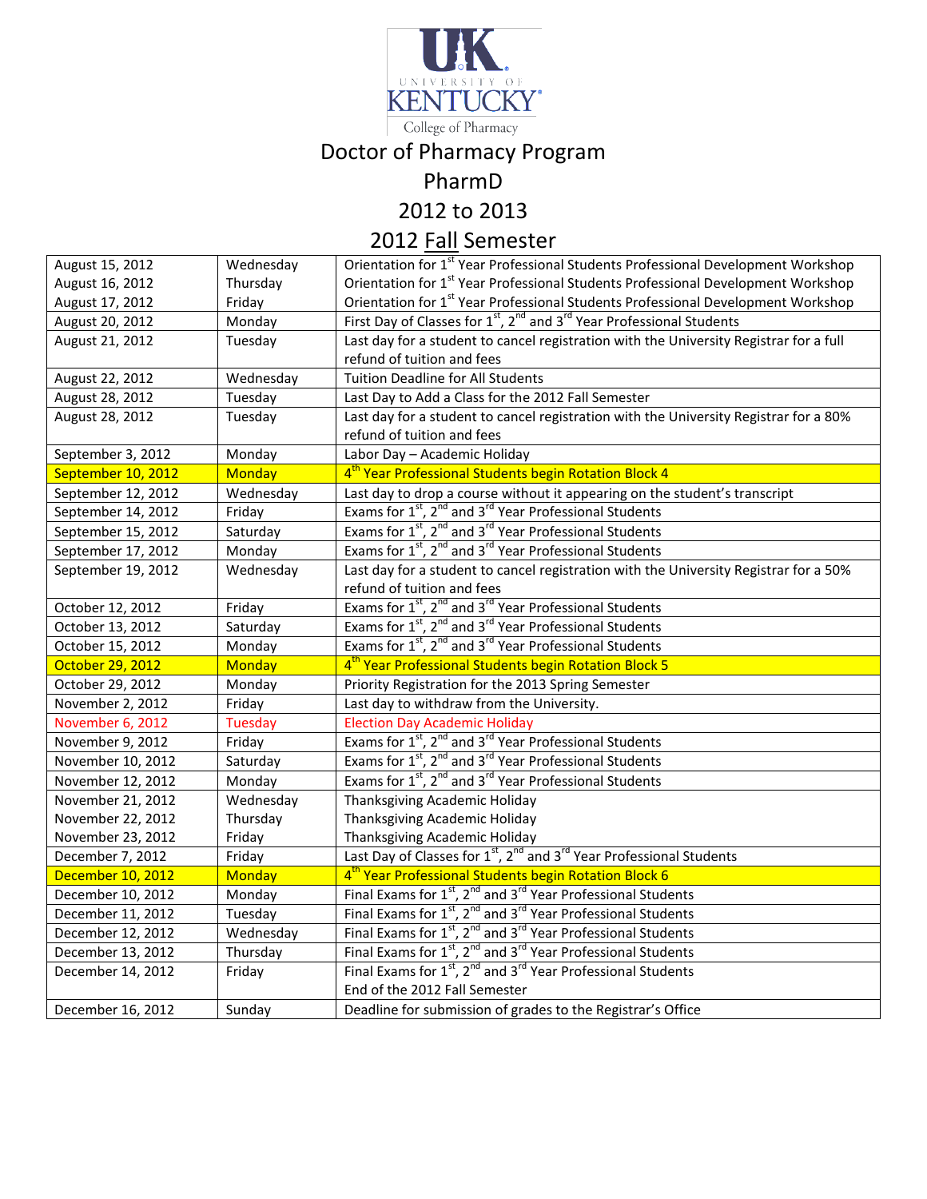UK University of Kentucky College of Pharmacy

# Doctor of Pharmacy Program

## PharmD

## 2012 to 2013

## 2012 Fall Semester

| | | |
|---|---|---|
| August 15, 2012 | Wednesday | Orientation for 1st Year Professional Students Professional Development Workshop |
| August 16, 2012 | Thursday | Orientation for 1st Year Professional Students Professional Development Workshop |
| August 17, 2012 | Friday | Orientation for 1st Year Professional Students Professional Development Workshop |
| August 20, 2012 | Monday | First Day of Classes for 1st, 2nd and 3rd Year Professional Students |
| August 21, 2012 | Tuesday | Last day for a student to cancel registration with the University Registrar for a full refund of tuition and fees |
| August 22, 2012 | Wednesday | Tuition Deadline for All Students |
| August 28, 2012 | Tuesday | Last Day to Add a Class for the 2012 Fall Semester |
| August 28, 2012 | Tuesday | Last day for a student to cancel registration with the University Registrar for a 80% refund of tuition and fees |
| September 3, 2012 | Monday | Labor Day – Academic Holiday |
| September 10, 2012 | Monday | 4th Year Professional Students begin Rotation Block 4 |
| September 12, 2012 | Wednesday | Last day to drop a course without it appearing on the student's transcript |
| September 14, 2012 | Friday | Exams for 1st, 2nd and 3rd Year Professional Students |
| September 15, 2012 | Saturday | Exams for 1st, 2nd and 3rd Year Professional Students |
| September 17, 2012 | Monday | Exams for 1st, 2nd and 3rd Year Professional Students |
| September 19, 2012 | Wednesday | Last day for a student to cancel registration with the University Registrar for a 50% refund of tuition and fees |
| October 12, 2012 | Friday | Exams for 1st, 2nd and 3rd Year Professional Students |
| October 13, 2012 | Saturday | Exams for 1st, 2nd and 3rd Year Professional Students |
| October 15, 2012 | Monday | Exams for 1st, 2nd and 3rd Year Professional Students |
| October 29, 2012 | Monday | 4th Year Professional Students begin Rotation Block 5 |
| October 29, 2012 | Monday | Priority Registration for the 2013 Spring Semester |
| November 2, 2012 | Friday | Last day to withdraw from the University. |
| November 6, 2012 | Tuesday | Election Day Academic Holiday |
| November 9, 2012 | Friday | Exams for 1st, 2nd and 3rd Year Professional Students |
| November 10, 2012 | Saturday | Exams for 1st, 2nd and 3rd Year Professional Students |
| November 12, 2012 | Monday | Exams for 1st, 2nd and 3rd Year Professional Students |
| November 21, 2012 | Wednesday | Thanksgiving Academic Holiday |
| November 22, 2012 | Thursday | Thanksgiving Academic Holiday |
| November 23, 2012 | Friday | Thanksgiving Academic Holiday |
| December 7, 2012 | Friday | Last Day of Classes for 1st, 2nd and 3rd Year Professional Students |
| December 10, 2012 | Monday | 4th Year Professional Students begin Rotation Block 6 |
| December 10, 2012 | Monday | Final Exams for 1st, 2nd and 3rd Year Professional Students |
| December 11, 2012 | Tuesday | Final Exams for 1st, 2nd and 3rd Year Professional Students |
| December 12, 2012 | Wednesday | Final Exams for 1st, 2nd and 3rd Year Professional Students |
| December 13, 2012 | Thursday | Final Exams for 1st, 2nd and 3rd Year Professional Students |
| December 14, 2012 | Friday | Final Exams for 1st, 2nd and 3rd Year Professional Students<br>End of the 2012 Fall Semester |
| December 16, 2012 | Sunday | Deadline for submission of grades to the Registrar's Office |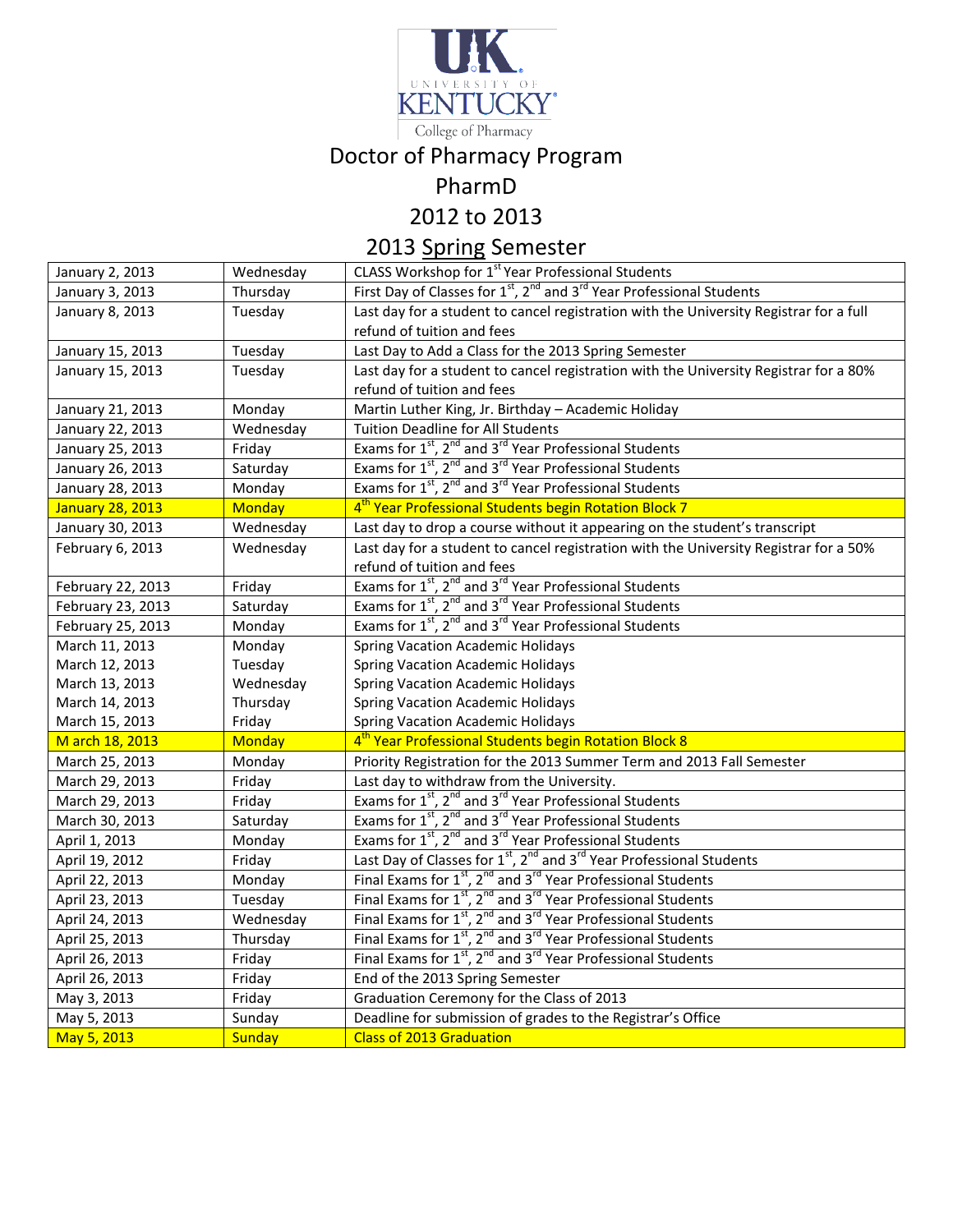UK University of Kentucky College of Pharmacy

# Doctor of Pharmacy Program

## PharmD

## 2012 to 2013

## 2013 Spring Semester

| | | |
|---|---|---|
| January 2, 2013 | Wednesday | CLASS Workshop for 1st Year Professional Students |
| January 3, 2013 | Thursday | First Day of Classes for 1st, 2nd and 3rd Year Professional Students |
| January 8, 2013 | Tuesday | Last day for a student to cancel registration with the University Registrar for a full refund of tuition and fees |
| January 15, 2013 | Tuesday | Last Day to Add a Class for the 2013 Spring Semester |
| January 15, 2013 | Tuesday | Last day for a student to cancel registration with the University Registrar for a 80% refund of tuition and fees |
| January 21, 2013 | Monday | Martin Luther King, Jr. Birthday – Academic Holiday |
| January 22, 2013 | Wednesday | Tuition Deadline for All Students |
| January 25, 2013 | Friday | Exams for 1st, 2nd and 3rd Year Professional Students |
| January 26, 2013 | Saturday | Exams for 1st, 2nd and 3rd Year Professional Students |
| January 28, 2013 | Monday | Exams for 1st, 2nd and 3rd Year Professional Students |
| January 28, 2013 | Monday | 4th Year Professional Students begin Rotation Block 7 |
| January 30, 2013 | Wednesday | Last day to drop a course without it appearing on the student's transcript |
| February 6, 2013 | Wednesday | Last day for a student to cancel registration with the University Registrar for a 50% refund of tuition and fees |
| February 22, 2013 | Friday | Exams for 1st, 2nd and 3rd Year Professional Students |
| February 23, 2013 | Saturday | Exams for 1st, 2nd and 3rd Year Professional Students |
| February 25, 2013 | Monday | Exams for 1st, 2nd and 3rd Year Professional Students |
| March 11, 2013 | Monday | Spring Vacation Academic Holidays |
| March 12, 2013 | Tuesday | Spring Vacation Academic Holidays |
| March 13, 2013 | Wednesday | Spring Vacation Academic Holidays |
| March 14, 2013 | Thursday | Spring Vacation Academic Holidays |
| March 15, 2013 | Friday | Spring Vacation Academic Holidays |
| M arch 18, 2013 | Monday | 4th Year Professional Students begin Rotation Block 8 |
| March 25, 2013 | Monday | Priority Registration for the 2013 Summer Term and 2013 Fall Semester |
| March 29, 2013 | Friday | Last day to withdraw from the University. |
| March 29, 2013 | Friday | Exams for 1st, 2nd and 3rd Year Professional Students |
| March 30, 2013 | Saturday | Exams for 1st, 2nd and 3rd Year Professional Students |
| April 1, 2013 | Monday | Exams for 1st, 2nd and 3rd Year Professional Students |
| April 19, 2012 | Friday | Last Day of Classes for 1st, 2nd and 3rd Year Professional Students |
| April 22, 2013 | Monday | Final Exams for 1st, 2nd and 3rd Year Professional Students |
| April 23, 2013 | Tuesday | Final Exams for 1st, 2nd and 3rd Year Professional Students |
| April 24, 2013 | Wednesday | Final Exams for 1st, 2nd and 3rd Year Professional Students |
| April 25, 2013 | Thursday | Final Exams for 1st, 2nd and 3rd Year Professional Students |
| April 26, 2013 | Friday | Final Exams for 1st, 2nd and 3rd Year Professional Students |
| April 26, 2013 | Friday | End of the 2013 Spring Semester |
| May 3, 2013 | Friday | Graduation Ceremony for the Class of 2013 |
| May 5, 2013 | Sunday | Deadline for submission of grades to the Registrar's Office |
| May 5, 2013 | Sunday | Class of 2013 Graduation |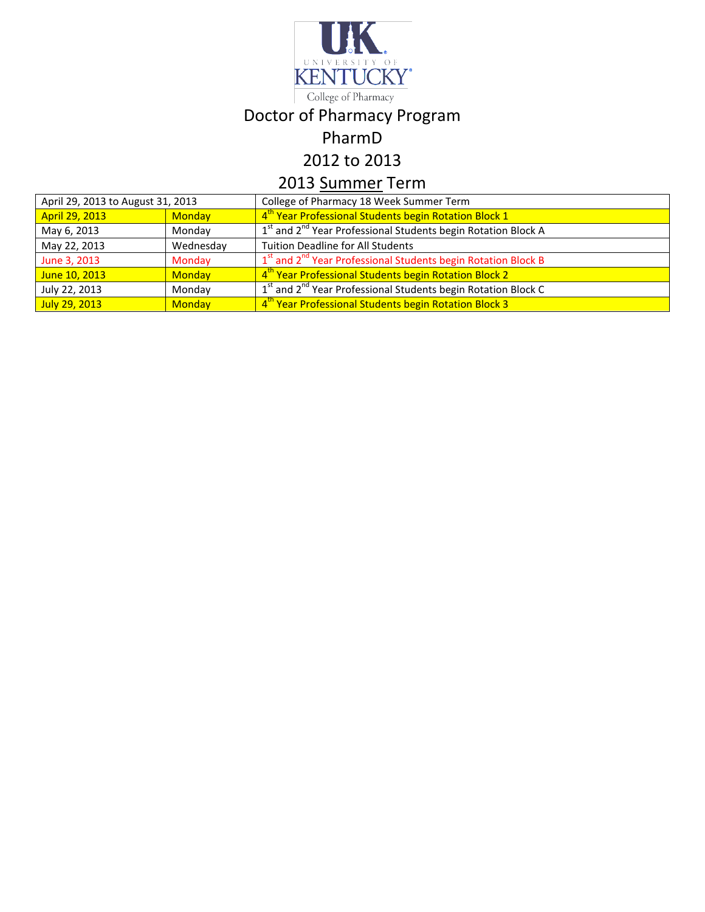University of Kentucky College of Pharmacy

# Doctor of Pharmacy Program

## PharmD

## 2012 to 2013

## 2013 Summer Term

| | | |
|---|---|---|
| April 29, 2013 to August 31, 2013 | | College of Pharmacy 18 Week Summer Term |
| April 29, 2013 | Monday | 4th Year Professional Students begin Rotation Block 1 |
| May 6, 2013 | Monday | 1st and 2nd Year Professional Students begin Rotation Block A |
| May 22, 2013 | Wednesday | Tuition Deadline for All Students |
| June 3, 2013 | Monday | 1st and 2nd Year Professional Students begin Rotation Block B |
| June 10, 2013 | Monday | 4th Year Professional Students begin Rotation Block 2 |
| July 22, 2013 | Monday | 1st and 2nd Year Professional Students begin Rotation Block C |
| July 29, 2013 | Monday | 4th Year Professional Students begin Rotation Block 3 |